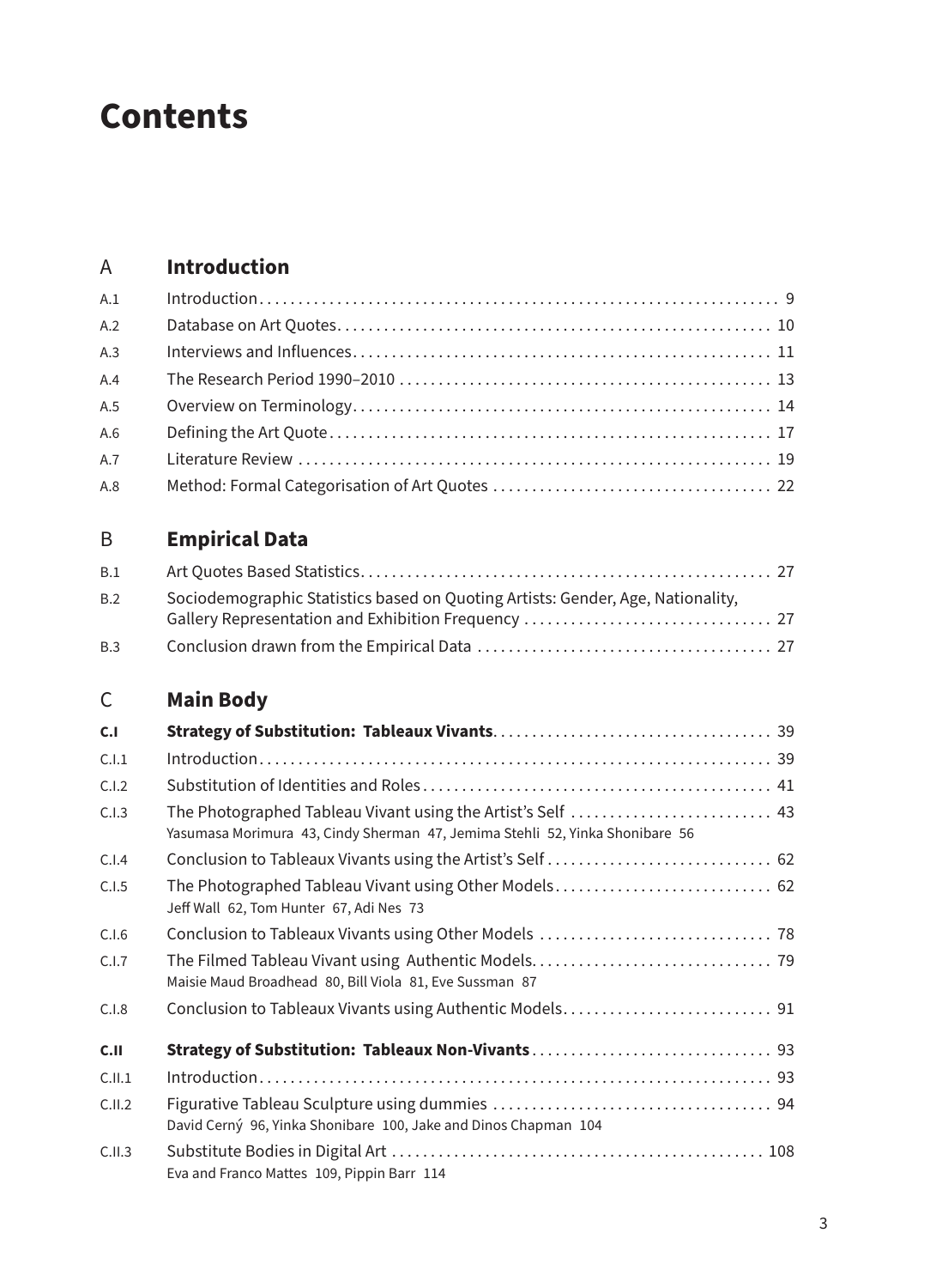# Contents

## A Introduction

| | | |
|---|---|---|
| A.1 | Introduction | 9 |
| A.2 | Database on Art Quotes | 10 |
| A.3 | Interviews and Influences | 11 |
| A.4 | The Research Period 1990–2010 | 13 |
| A.5 | Overview on Terminology | 14 |
| A.6 | Defining the Art Quote | 17 |
| A.7 | Literature Review | 19 |
| A.8 | Method: Formal Categorisation of Art Quotes | 22 |

## B Empirical Data

| | | |
|---|---|---|
| B.1 | Art Quotes Based Statistics | 27 |
| B.2 | Sociodemographic Statistics based on Quoting Artists: Gender, Age, Nationality, Gallery Representation and Exhibition Frequency | 27 |
| B.3 | Conclusion drawn from the Empirical Data | 27 |

## C Main Body

| | | |
|---|---|---|
| **C.I** | **Strategy of Substitution: Tableaux Vivants** | 39 |
| C.I.1 | Introduction | 39 |
| C.I.2 | Substitution of Identities and Roles | 41 |
| C.I.3 | The Photographed Tableau Vivant using the Artist's Self<br>Yasumasa Morimura 43, Cindy Sherman 47, Jemima Stehli 52, Yinka Shonibare 56 | 43 |
| C.I.4 | Conclusion to Tableaux Vivants using the Artist's Self | 62 |
| C.I.5 | The Photographed Tableau Vivant using Other Models<br>Jeff Wall 62, Tom Hunter 67, Adi Nes 73 | 62 |
| C.I.6 | Conclusion to Tableaux Vivants using Other Models | 78 |
| C.I.7 | The Filmed Tableau Vivant using Authentic Models<br>Maisie Maud Broadhead 80, Bill Viola 81, Eve Sussman 87 | 79 |
| C.I.8 | Conclusion to Tableaux Vivants using Authentic Models | 91 |
| **C.II** | **Strategy of Substitution: Tableaux Non-Vivants** | 93 |
| C.II.1 | Introduction | 93 |
| C.II.2 | Figurative Tableau Sculpture using dummies<br>David Cerný 96, Yinka Shonibare 100, Jake and Dinos Chapman 104 | 94 |
| C.II.3 | Substitute Bodies in Digital Art<br>Eva and Franco Mattes 109, Pippin Barr 114 | 108 |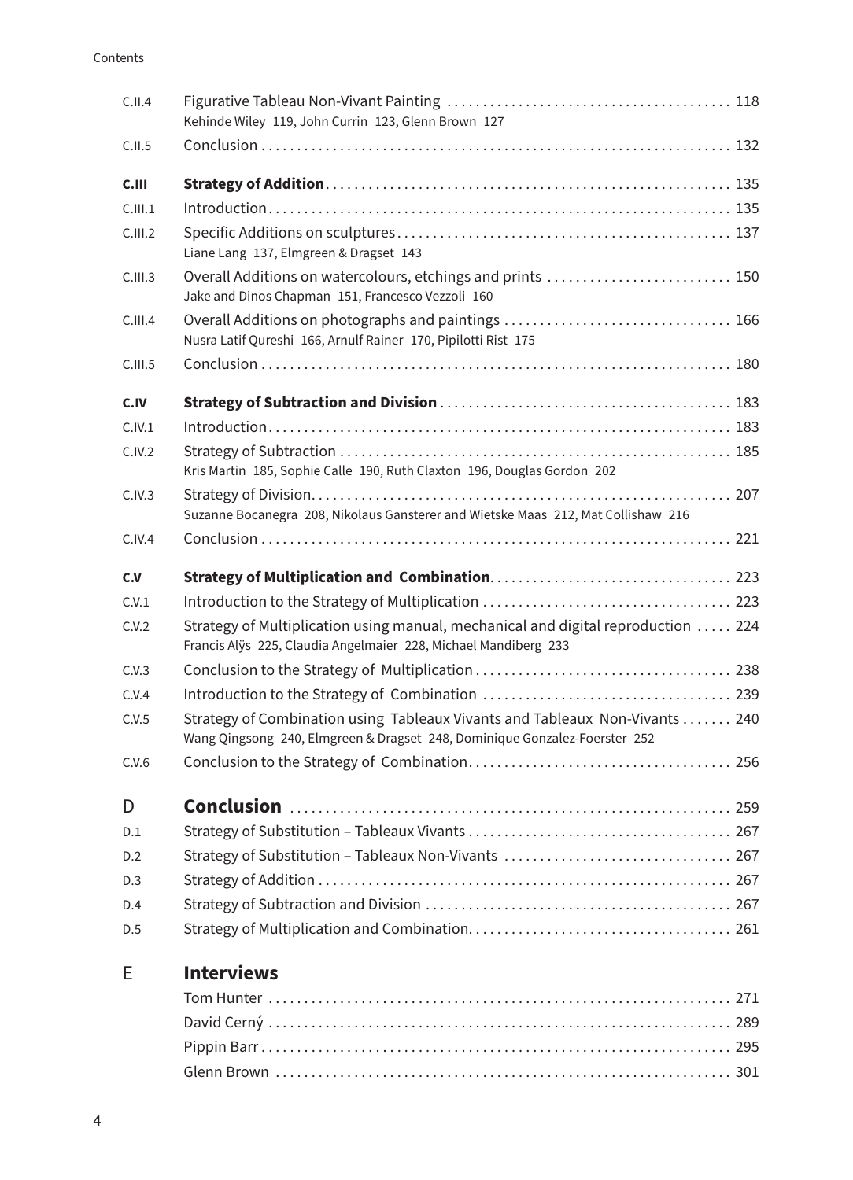| | | |
|---|---|---|
| C.II.4 | Figurative Tableau Non-Vivant Painting<br>Kehinde Wiley 119, John Currin 123, Glenn Brown 127 | 118 |
| C.II.5 | Conclusion | 132 |
| **C.III** | **Strategy of Addition** | 135 |
| C.III.1 | Introduction | 135 |
| C.III.2 | Specific Additions on sculptures<br>Liane Lang 137, Elmgreen & Dragset 143 | 137 |
| C.III.3 | Overall Additions on watercolours, etchings and prints<br>Jake and Dinos Chapman 151, Francesco Vezzoli 160 | 150 |
| C.III.4 | Overall Additions on photographs and paintings<br>Nusra Latif Qureshi 166, Arnulf Rainer 170, Pipilotti Rist 175 | 166 |
| C.III.5 | Conclusion | 180 |
| **C.IV** | **Strategy of Subtraction and Division** | 183 |
| C.IV.1 | Introduction | 183 |
| C.IV.2 | Strategy of Subtraction<br>Kris Martin 185, Sophie Calle 190, Ruth Claxton 196, Douglas Gordon 202 | 185 |
| C.IV.3 | Strategy of Division<br>Suzanne Bocanegra 208, Nikolaus Gansterer and Wietske Maas 212, Mat Collishaw 216 | 207 |
| C.IV.4 | Conclusion | 221 |
| **C.V** | **Strategy of Multiplication and Combination** | 223 |
| C.V.1 | Introduction to the Strategy of Multiplication | 223 |
| C.V.2 | Strategy of Multiplication using manual, mechanical and digital reproduction<br>Francis Alÿs 225, Claudia Angelmaier 228, Michael Mandiberg 233 | 224 |
| C.V.3 | Conclusion to the Strategy of Multiplication | 238 |
| C.V.4 | Introduction to the Strategy of Combination | 239 |
| C.V.5 | Strategy of Combination using Tableaux Vivants and Tableaux Non-Vivants<br>Wang Qingsong 240, Elmgreen & Dragset 248, Dominique Gonzalez-Foerster 252 | 240 |
| C.V.6 | Conclusion to the Strategy of Combination | 256 |
| **D** | **Conclusion** | 259 |
| D.1 | Strategy of Substitution – Tableaux Vivants | 267 |
| D.2 | Strategy of Substitution – Tableaux Non-Vivants | 267 |
| D.3 | Strategy of Addition | 267 |
| D.4 | Strategy of Subtraction and Division | 267 |
| D.5 | Strategy of Multiplication and Combination | 261 |
| **E** | **Interviews** | |
| | Tom Hunter | 271 |
| | David Cerný | 289 |
| | Pippin Barr | 295 |
| | Glenn Brown | 301 |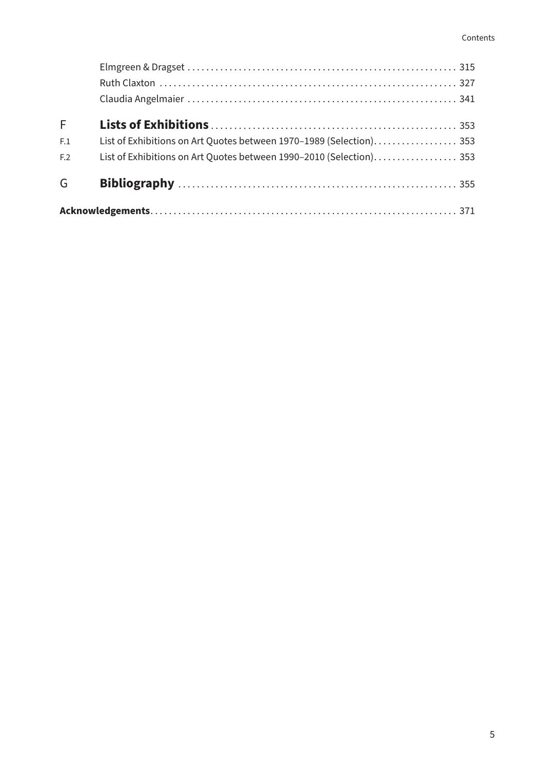Elmgreen & Dragset ........ 315
Ruth Claxton ........ 327
Claudia Angelmaier ........ 341

F **Lists of Exhibitions** ........ 353

F.1 List of Exhibitions on Art Quotes between 1970–1989 (Selection) ........ 353

F.2 List of Exhibitions on Art Quotes between 1990–2010 (Selection) ........ 353

G **Bibliography** ........ 355

**Acknowledgements** ........ 371